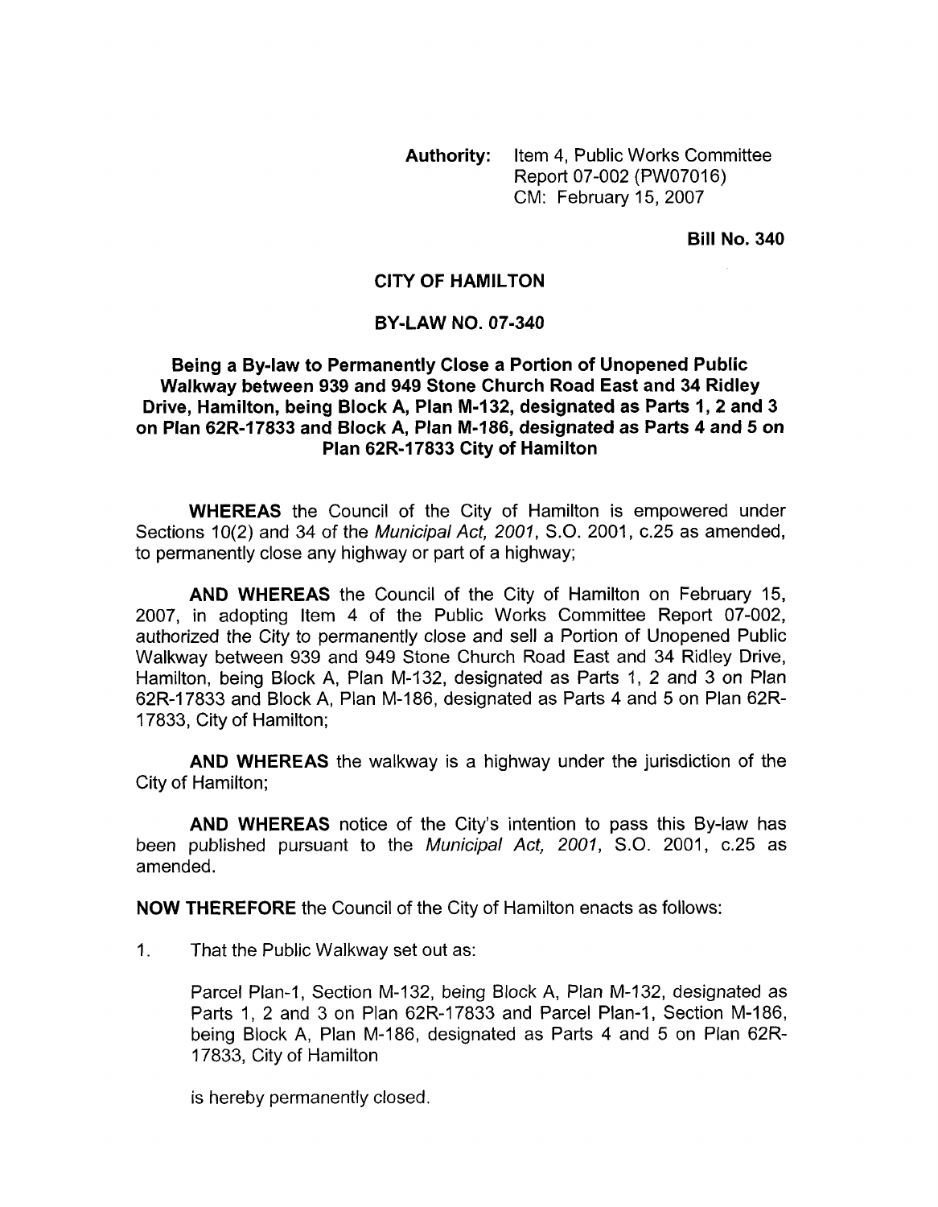**Authority:** Item 4, Public Works Committee Report 07-002 (PW07016)
CM: February 15, 2007

**Bill No. 340**

# CITY OF HAMILTON

## BY-LAW NO. 07-340

### Being a By-law to Permanently Close a Portion of Unopened Public Walkway between 939 and 949 Stone Church Road East and 34 Ridley Drive, Hamilton, being Block A, Plan M-132, designated as Parts 1, 2 and 3 on Plan 62R-17833 and Block A, Plan M-186, designated as Parts 4 and 5 on Plan 62R-17833 City of Hamilton

**WHEREAS** the Council of the City of Hamilton is empowered under Sections 10(2) and 34 of the *Municipal Act, 2001*, S.O. 2001, c.25 as amended, to permanently close any highway or part of a highway;

**AND WHEREAS** the Council of the City of Hamilton on February 15, 2007, in adopting Item 4 of the Public Works Committee Report 07-002, authorized the City to permanently close and sell a Portion of Unopened Public Walkway between 939 and 949 Stone Church Road East and 34 Ridley Drive, Hamilton, being Block A, Plan M-132, designated as Parts 1, 2 and 3 on Plan 62R-17833 and Block A, Plan M-186, designated as Parts 4 and 5 on Plan 62R-17833, City of Hamilton;

**AND WHEREAS** the walkway is a highway under the jurisdiction of the City of Hamilton;

**AND WHEREAS** notice of the City's intention to pass this By-law has been published pursuant to the *Municipal Act, 2001*, S.O. 2001, c.25 as amended.

**NOW THEREFORE** the Council of the City of Hamilton enacts as follows:

1. That the Public Walkway set out as:

   Parcel Plan-1, Section M-132, being Block A, Plan M-132, designated as Parts 1, 2 and 3 on Plan 62R-17833 and Parcel Plan-1, Section M-186, being Block A, Plan M-186, designated as Parts 4 and 5 on Plan 62R-17833, City of Hamilton

   is hereby permanently closed.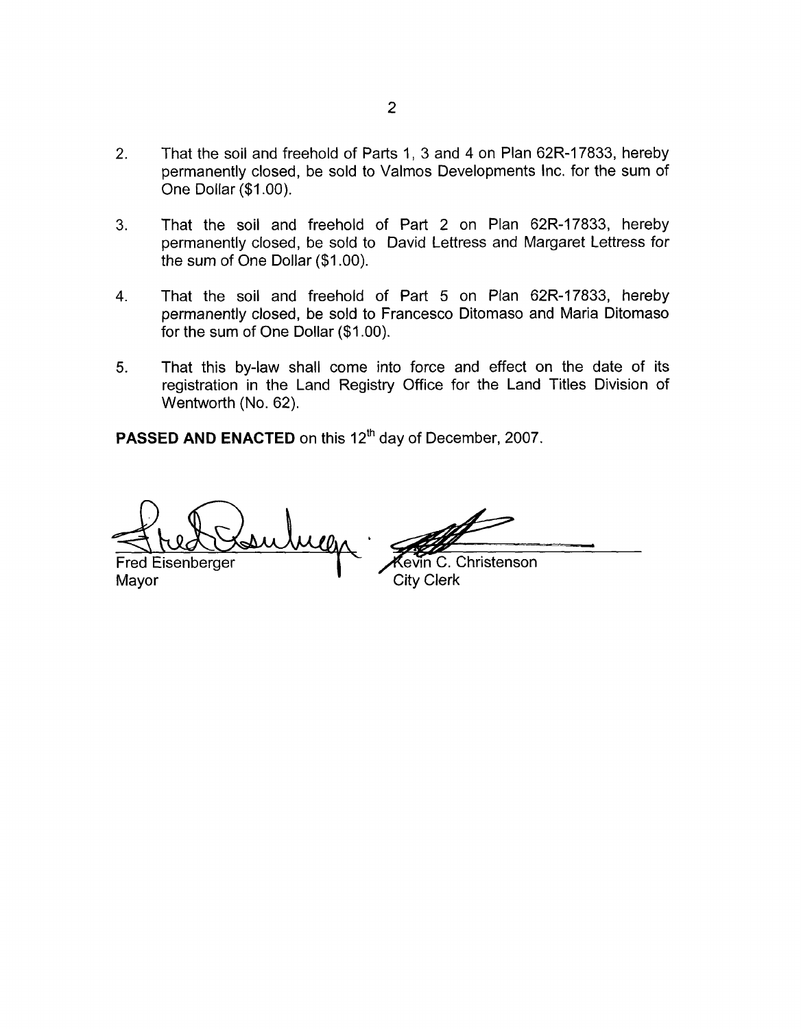2. That the soil and freehold of Parts 1, 3 and 4 on Plan 62R-17833, hereby permanently closed, be sold to Valmos Developments Inc. for the sum of One Dollar ($1.00).

3. That the soil and freehold of Part 2 on Plan 62R-17833, hereby permanently closed, be sold to David Lettress and Margaret Lettress for the sum of One Dollar ($1.00).

4. That the soil and freehold of Part 5 on Plan 62R-17833, hereby permanently closed, be sold to Francesco Ditomaso and Maria Ditomaso for the sum of One Dollar ($1.00).

5. That this by-law shall come into force and effect on the date of its registration in the Land Registry Office for the Land Titles Division of Wentworth (No. 62).

**PASSED AND ENACTED** on this 12th day of December, 2007.

Fred Eisenberger
Mayor

Kevin C. Christenson
City Clerk